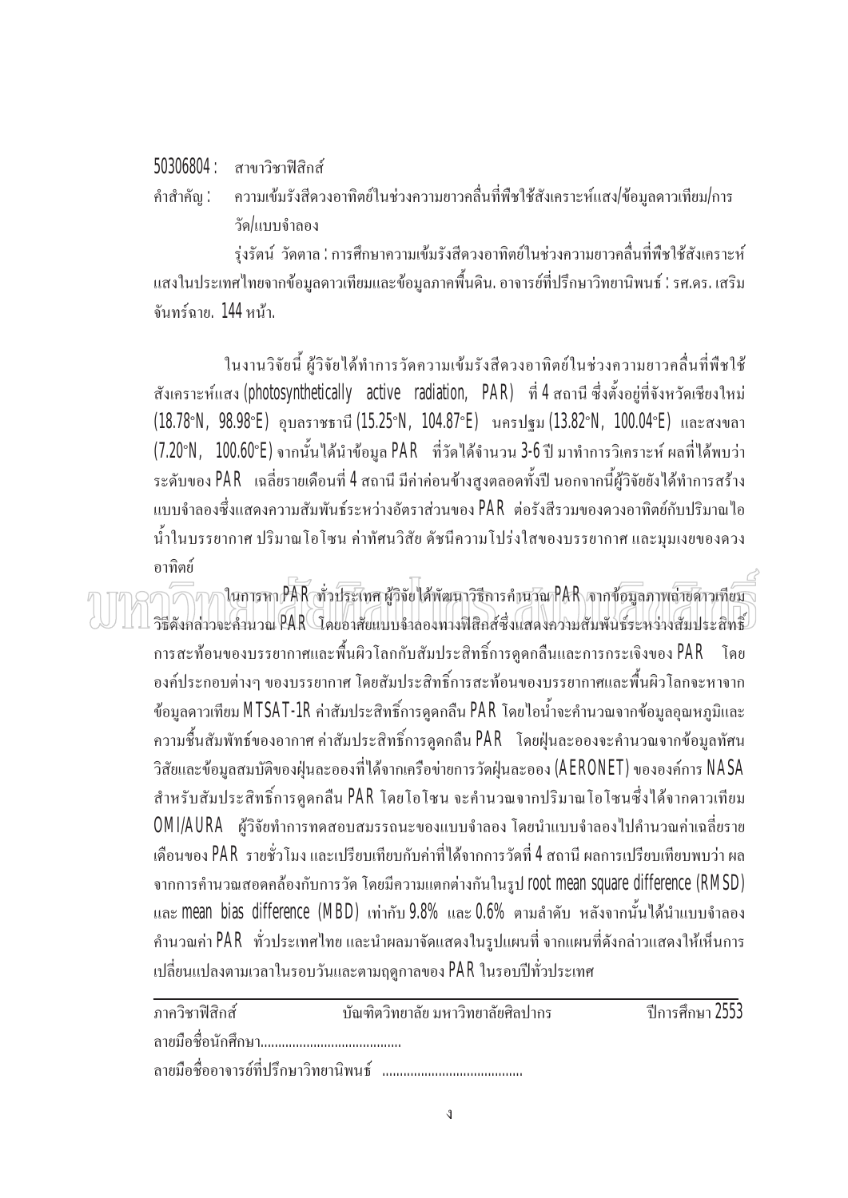50306804 : สาขาวิชาฟิสิกส์

คำสำคัญ : ความเข้มรังสีดวงอาทิตย์ในช่วงความยาวคลื่นที่พืชใช้สังเคราะห์แสง/ข้อมูลดาวเทียม/การวัด/แบบจำลอง

รุ่งรัตน์ วัดตาล : การศึกษาความเข้มรังสีดวงอาทิตย์ในช่วงความยาวคลื่นที่พืชใช้สังเคราะห์แสงในประเทศไทยจากข้อมูลดาวเทียมและข้อมูลภาคพื้นดิน. อาจารย์ที่ปรึกษาวิทยานิพนธ์ : รศ.ดร. เสริม จันทร์ฉาย. 144 หน้า.

ในงานวิจัยนี้ ผู้วิจัยได้ทำการวัดความเข้มรังสีดวงอาทิตย์ในช่วงความยาวคลื่นที่พืชใช้สังเคราะห์แสง (photosynthetically active radiation, PAR) ที่ 4 สถานี ซึ่งตั้งอยู่ที่จังหวัดเชียงใหม่ (18.78°N, 98.98°E) อุบลราชธานี (15.25°N, 104.87°E) นครปฐม (13.82°N, 100.04°E) และสงขลา (7.20°N, 100.60°E) จากนั้นได้นำข้อมูล PAR ที่วัดได้จำนวน 3-6 ปี มาทำการวิเคราะห์ ผลที่ได้พบว่าระดับของ PAR เฉลี่ยรายเดือนที่ 4 สถานี มีค่าค่อนข้างสูงตลอดทั้งปี นอกจากนี้ผู้วิจัยยังได้ทำการสร้างแบบจำลองซึ่งแสดงความสัมพันธ์ระหว่างอัตราส่วนของ PAR ต่อรังสีรวมของดวงอาทิตย์กับปริมาณไอน้ำในบรรยากาศ ปริมาณโอโซน ค่าทัศนวิสัย ดัชนีความโปร่งใสของบรรยากาศ และมุมเงยของดวงอาทิตย์

ในการหา PAR ทั่วประเทศ ผู้วิจัยได้พัฒนาวิธีการคำนวณ PAR จากข้อมูลภาพถ่ายดาวเทียม วิธีดังกล่าวจะคำนวณ PAR โดยอาศัยแบบจำลองทางฟิสิกส์ซึ่งแสดงความสัมพันธ์ระหว่างสัมประสิทธิ์การสะท้อนของบรรยากาศและพื้นผิวโลกกับสัมประสิทธิ์การดูดกลืนและการกระเจิงของ PAR โดยองค์ประกอบต่างๆ ของบรรยากาศ โดยสัมประสิทธิ์การสะท้อนของบรรยากาศและพื้นผิวโลกจะหาจากข้อมูลดาวเทียม MTSAT-1R ค่าสัมประสิทธิ์การดูดกลืน PAR โดยไอน้ำจะคำนวณจากข้อมูลอุณหภูมิและความชื้นสัมพัทธ์ของอากาศ ค่าสัมประสิทธิ์การดูดกลืน PAR โดยฝุ่นละอองจะคำนวณจากข้อมูลทัศนวิสัยและข้อมูลสมบัติของฝุ่นละอองที่ได้จากเครือข่ายการวัดฝุ่นละออง (AERONET) ขององค์การ NASA สำหรับสัมประสิทธิ์การดูดกลืน PAR โดยโอโซน จะคำนวณจากปริมาณโอโซนซึ่งได้จากดาวเทียม OMI/AURA ผู้วิจัยทำการทดสอบสมรรถนะของแบบจำลอง โดยนำแบบจำลองไปคำนวณค่าเฉลี่ยรายเดือนของ PAR รายชั่วโมง และเปรียบเทียบกับค่าที่ได้จากการวัดที่ 4 สถานี ผลการเปรียบเทียบพบว่า ผลจากการคำนวณสอดคล้องกับการวัด โดยมีความแตกต่างกันในรูป root mean square difference (RMSD) และ mean bias difference (MBD) เท่ากับ 9.8% และ 0.6% ตามลำดับ หลังจากนั้นได้นำแบบจำลองคำนวณค่า PAR ทั่วประเทศไทย และนำผลมาจัดแสดงในรูปแผนที่ จากแผนที่ดังกล่าวแสดงให้เห็นการเปลี่ยนแปลงตามเวลาในรอบวันและตามฤดูกาลของ PAR ในรอบปีทั่วประเทศ

ภาควิชาฟิสิกส์ บัณฑิตวิทยาลัย มหาวิทยาลัยศิลปากร ปีการศึกษา 2553

ลายมือชื่อนักศึกษา........................................

ลายมือชื่ออาจารย์ที่ปรึกษาวิทยานิพนธ์ ........................................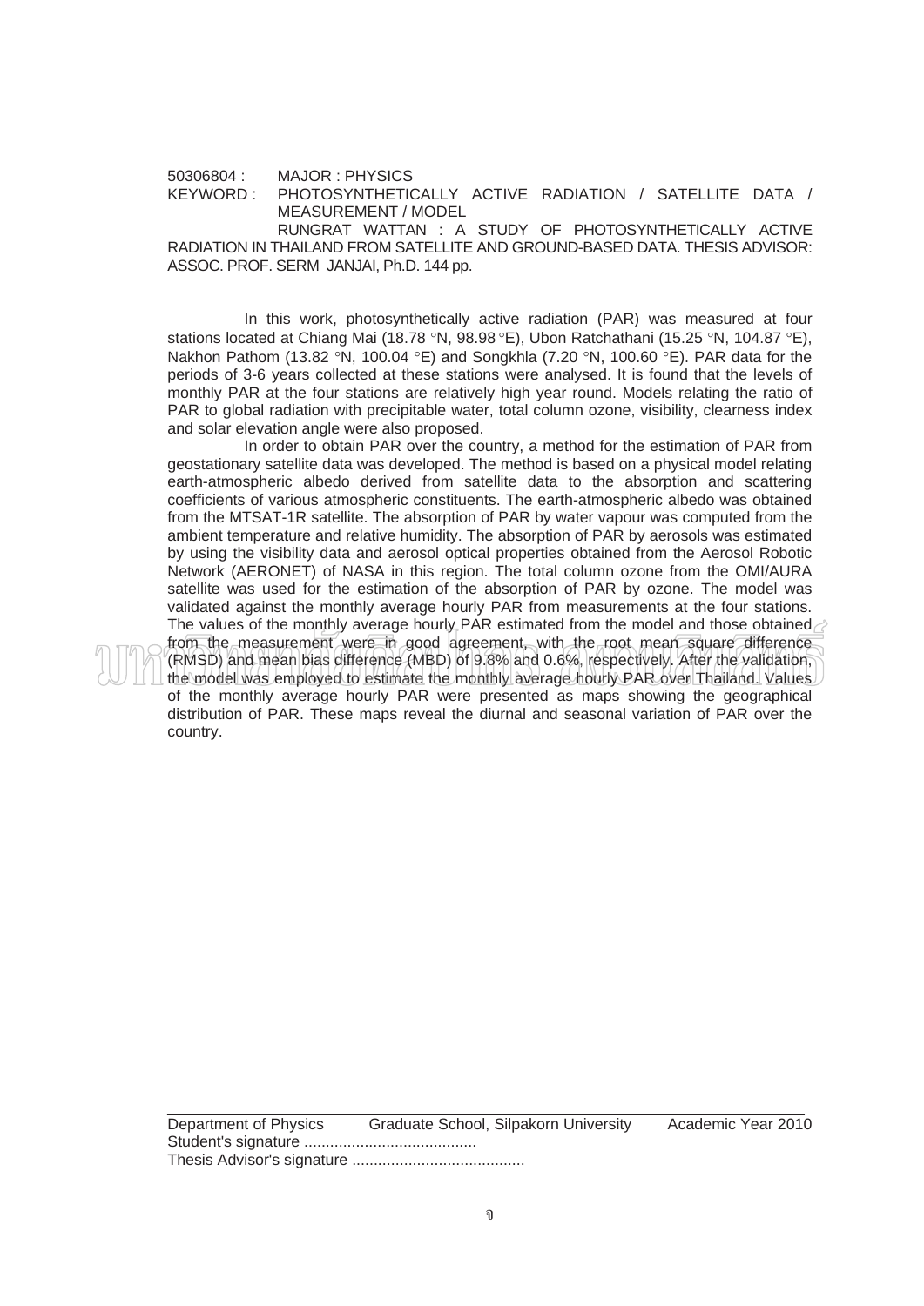50306804 : MAJOR : PHYSICS

KEYWORD : PHOTOSYNTHETICALLY ACTIVE RADIATION / SATELLITE DATA / MEASUREMENT / MODEL

RUNGRAT WATTAN : A STUDY OF PHOTOSYNTHETICALLY ACTIVE RADIATION IN THAILAND FROM SATELLITE AND GROUND-BASED DATA. THESIS ADVISOR: ASSOC. PROF. SERM JANJAI, Ph.D. 144 pp.

In this work, photosynthetically active radiation (PAR) was measured at four stations located at Chiang Mai (18.78 °N, 98.98 °E), Ubon Ratchathani (15.25 °N, 104.87 °E), Nakhon Pathom (13.82 °N, 100.04 °E) and Songkhla (7.20 °N, 100.60 °E). PAR data for the periods of 3-6 years collected at these stations were analysed. It is found that the levels of monthly PAR at the four stations are relatively high year round. Models relating the ratio of PAR to global radiation with precipitable water, total column ozone, visibility, clearness index and solar elevation angle were also proposed.

In order to obtain PAR over the country, a method for the estimation of PAR from geostationary satellite data was developed. The method is based on a physical model relating earth-atmospheric albedo derived from satellite data to the absorption and scattering coefficients of various atmospheric constituents. The earth-atmospheric albedo was obtained from the MTSAT-1R satellite. The absorption of PAR by water vapour was computed from the ambient temperature and relative humidity. The absorption of PAR by aerosols was estimated by using the visibility data and aerosol optical properties obtained from the Aerosol Robotic Network (AERONET) of NASA in this region. The total column ozone from the OMI/AURA satellite was used for the estimation of the absorption of PAR by ozone. The model was validated against the monthly average hourly PAR from measurements at the four stations. The values of the monthly average hourly PAR estimated from the model and those obtained from the measurement were in good agreement, with the root mean square difference (RMSD) and mean bias difference (MBD) of 9.8% and 0.6%, respectively. After the validation, the model was employed to estimate the monthly average hourly PAR over Thailand. Values of the monthly average hourly PAR were presented as maps showing the geographical distribution of PAR. These maps reveal the diurnal and seasonal variation of PAR over the country.

Department of Physics Graduate School, Silpakorn University Academic Year 2010

Student's signature ........................................

Thesis Advisor's signature ........................................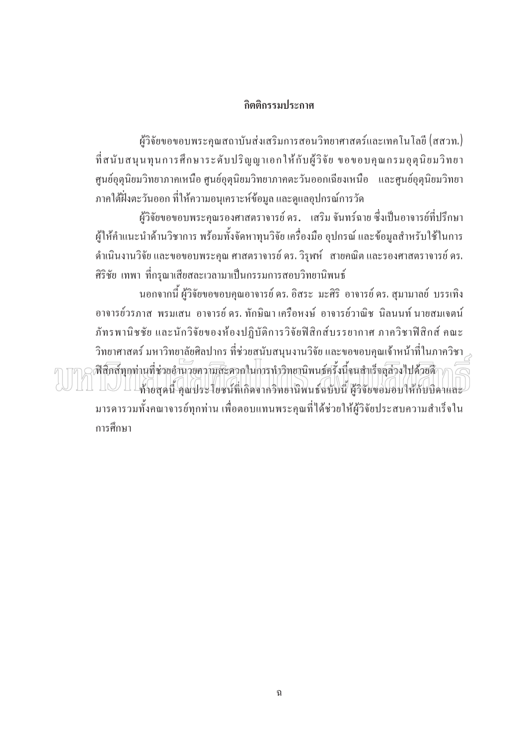**กิตติกรรมประกาศ**

ผู้วิจัยขอขอบพระคุณสถาบันส่งเสริมการสอนวิทยาศาสตร์และเทคโนโลยี (สสวท.) ที่สนับสนุนทุนการศึกษาระดับปริญญาเอกให้กับผู้วิจัย ขอขอบคุณกรมอุตุนิยมวิทยา ศูนย์อุตุนิยมวิทยาภาคเหนือ ศูนย์อุตุนิยมวิทยาภาคตะวันออกเฉียงเหนือ และศูนย์อุตุนิยมวิทยาภาคใต้ฝั่งตะวันออก ที่ให้ความอนุเคราะห์ข้อมูล และดูแลอุปกรณ์การวัด

ผู้วิจัยขอขอบพระคุณรองศาสตราจารย์ ดร. เสริม จันทร์ฉาย ซึ่งเป็นอาจารย์ที่ปรึกษา ผู้ให้คำแนะนำด้านวิชาการ พร้อมทั้งจัดหาทุนวิจัย เครื่องมือ อุปกรณ์ และข้อมูลสำหรับใช้ในการดำเนินงานวิจัย และขอขอบพระคุณ ศาสตราจารย์ ดร. วิรุฬห์ สายคณิต และรองศาสตราจารย์ ดร. ศิริชัย เทพา ที่กรุณาเสียสละเวลามาเป็นกรรมการสอบวิทยานิพนธ์

นอกจากนี้ ผู้วิจัยขอขอบคุณอาจารย์ ดร. อิสระ มะศิริ อาจารย์ ดร. สุมามาลย์ บรรเทิง อาจารย์วรภาส พรมเสน อาจารย์ ดร. ทักษิณา เครือหงษ์ อาจารย์วาณิช นิลนนท์ นายสมเจตน์ ภัทรพานิชชัย และนักวิจัยของห้องปฏิบัติการวิจัยฟิสิกส์บรรยากาศ ภาควิชาฟิสิกส์ คณะวิทยาศาสตร์ มหาวิทยาลัยศิลปากร ที่ช่วยสนับสนุนงานวิจัย และขอขอบคุณเจ้าหน้าที่ในภาควิชาฟิสิกส์ทุกท่านที่ช่วยอำนวยความสะดวกในการทำวิทยานิพนธ์ครั้งนี้จนสำเร็จลุล่วงไปด้วยดี

ท้ายสุดนี้ คุณประโยชน์ที่เกิดจากวิทยานิพนธ์ฉบับนี้ ผู้วิจัยขอมอบให้กับบิดาและมารดารวมทั้งคณาจารย์ทุกท่าน เพื่อตอบแทนพระคุณที่ได้ช่วยให้ผู้วิจัยประสบความสำเร็จในการศึกษา